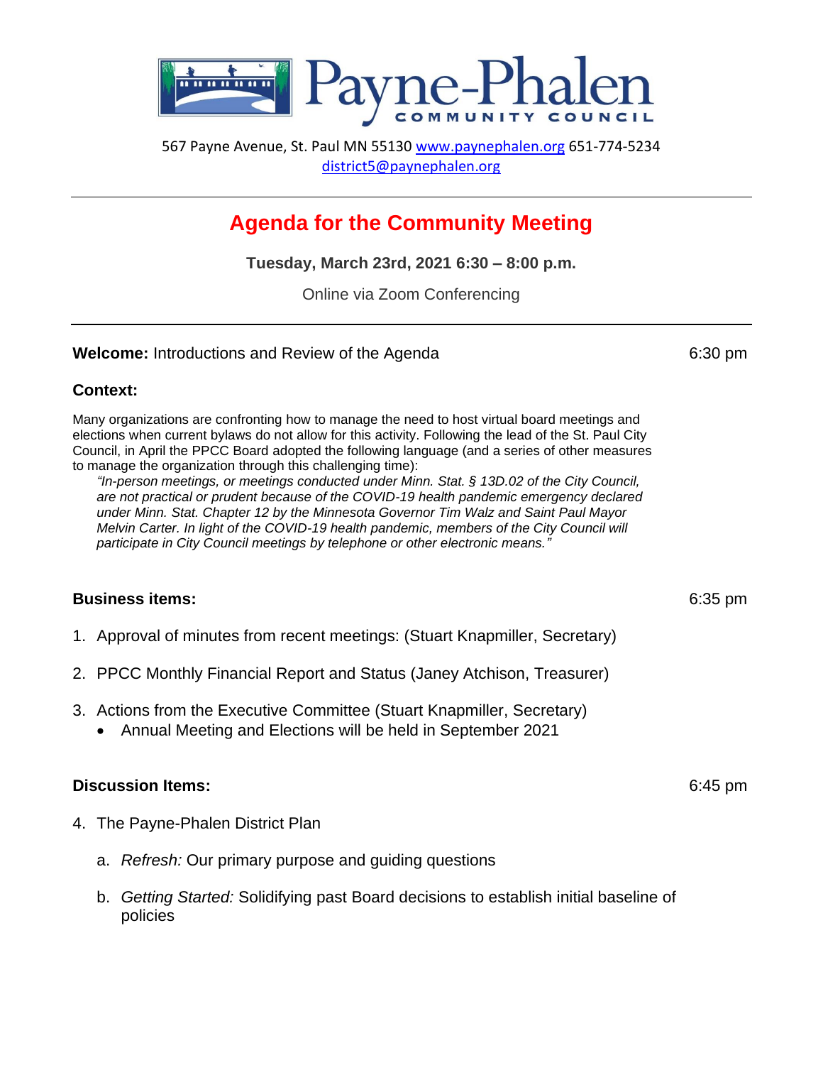# Payne-Phalen Community Council

567 Payne Avenue, St. Paul MN 55130 [www.paynephalen.org](http://www.paynephalen.org) 651-774-5234
[district5@paynephalen.org](mailto:district5@paynephalen.org)

---

## Agenda for the Community Meeting

**Tuesday, March 23rd, 2021 6:30 – 8:00 p.m.**

Online via Zoom Conferencing

---

**Welcome:** Introductions and Review of the Agenda — 6:30 pm

**Context:**

Many organizations are confronting how to manage the need to host virtual board meetings and elections when current bylaws do not allow for this activity. Following the lead of the St. Paul City Council, in April the PPCC Board adopted the following language (and a series of other measures to manage the organization through this challenging time):

> *"In-person meetings, or meetings conducted under Minn. Stat. § 13D.02 of the City Council, are not practical or prudent because of the COVID-19 health pandemic emergency declared under Minn. Stat. Chapter 12 by the Minnesota Governor Tim Walz and Saint Paul Mayor Melvin Carter. In light of the COVID-19 health pandemic, members of the City Council will participate in City Council meetings by telephone or other electronic means."*

**Business items:** — 6:35 pm

1. Approval of minutes from recent meetings: (Stuart Knapmiller, Secretary)
2. PPCC Monthly Financial Report and Status (Janey Atchison, Treasurer)
3. Actions from the Executive Committee (Stuart Knapmiller, Secretary)
   - Annual Meeting and Elections will be held in September 2021

**Discussion Items:** — 6:45 pm

4. The Payne-Phalen District Plan

   a. *Refresh:* Our primary purpose and guiding questions

   b. *Getting Started:* Solidifying past Board decisions to establish initial baseline of policies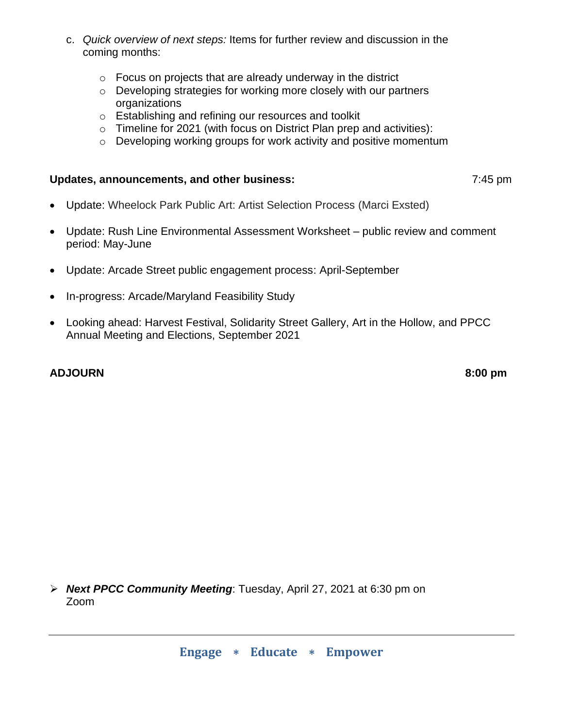c. *Quick overview of next steps:* Items for further review and discussion in the coming months:

- Focus on projects that are already underway in the district
- Developing strategies for working more closely with our partners organizations
- Establishing and refining our resources and toolkit
- Timeline for 2021 (with focus on District Plan prep and activities):
- Developing working groups for work activity and positive momentum

**Updates, announcements, and other business:** 7:45 pm

- Update: Wheelock Park Public Art: Artist Selection Process (Marci Exsted)
- Update: Rush Line Environmental Assessment Worksheet – public review and comment period: May-June
- Update: Arcade Street public engagement process: April-September
- In-progress: Arcade/Maryland Feasibility Study
- Looking ahead: Harvest Festival, Solidarity Street Gallery, Art in the Hollow, and PPCC Annual Meeting and Elections, September 2021

**ADJOURN** **8:00 pm**

➢ ***Next PPCC Community Meeting***: Tuesday, April 27, 2021 at 6:30 pm on Zoom

**Engage ∗ Educate ∗ Empower**